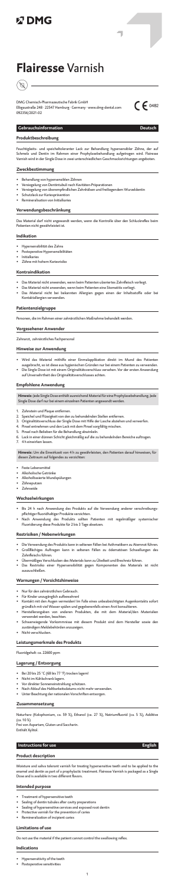DMG

# Flairesse Varnish

DMG Chemisch-Pharmazeutische Fabrik GmbH
Elbgaustraße 248 · 22547 Hamburg · Germany · www.dmg-dental.com
092356/2021-02

CE 0482

## Gebrauchsinformation — Deutsch

### Produktbeschreibung

Feuchtigkeits- und speicheltoleranter Lack zur Behandlung hypersensibler Zähne, der auf Schmelz und Dentin im Rahmen einer Prophylaxebehandlung aufgetragen wird. Flairesse Varnish wird in der Single Dose in zwei unterschiedlichen Geschmacksrichtungen angeboten.

### Zweckbestimmung

- Behandlung von hypersensiblen Zähnen
- Versiegelung von Dentintubuli nach Kavitäten-Präparationen
- Versiegelung von überempfindlichen Zahnhälsen und freiliegendem Wurzeldentin
- Schutzlack zur Kariesprävention
- Remineralisation von Initialkaries

### Verwendungsbeschränkung

Das Material darf nicht angewendet werden, wenn die Kontrolle über den Schluckreflex beim Patienten nicht gewährleistet ist.

### Indikation

- Hypersensibilität des Zahns
- Postoperative Hypersensibilitäten
- Initialkaries
- Zähne mit hohem Kariesrisiko

### Kontraindikation

- Das Material nicht anwenden, wenn beim Patienten ulzeriertes Zahnfleisch vorliegt.
- Das Material nicht anwenden, wenn beim Patienten eine Stomatitis vorliegt.
- Das Material nicht bei bekannten Allergien gegen einen der Inhaltsstoffe oder bei Kontaktallergien verwenden.

### Patientenzielgruppe

Personen, die im Rahmen einer zahnärztlichen Maßnahme behandelt werden.

### Vorgesehener Anwender

Zahnarzt, zahnärztliches Fachpersonal

### Hinweise zur Anwendung

- Wird das Material mithilfe einer Einmalapplikation direkt im Mund des Patienten ausgebracht, so ist diese aus hygienischen Gründen nur bei einem Patienten zu verwenden.
- Die Single Dose ist mit einem Originalitätsverschluss versehen. Vor der ersten Anwendung auf Unversehrtheit des Originalitätsverschlusses achten.

### Empfohlene Anwendung

**Hinweis:** Jede Single Dose enthält ausreichend Material für eine Prophylaxebehandlung. Jede Single Dose darf nur bei einem einzelnen Patienten angewendet werden.

1. Zahnstein und Plaque entfernen.
2. Speichel und Flüssigkeit von den zu behandelnden Stellen entfernen.
3. Originalitätsverschluss der Single Dose mit Hilfe der Lasche abziehen und verwerfen.
4. Pinsel entnehmen und den Lack mit dem Pinsel sorgfältig mischen.
5. Pinsel nach Belieben für die Behandlung abwinkeln.
6. Lack in einer dünnen Schicht gleichmäßig auf die zu behandelnden Bereiche auftragen.
7. 4 h einwirken lassen.

**Hinweis:** Um die Einwirkzeit von 4 h zu gewährleisten, den Patienten darauf hinweisen, für diesen Zeitraum auf folgendes zu verzichten:

- Feste Lebensmittel
- Alkoholische Getränke
- Alkoholbasierte Mundspülungen
- Zähneputzen
- Zahnseide

### Wechselwirkungen

- Bis 24 h nach Anwendung des Produkts auf die Verwendung anderer verschreibungspflichtiger fluoridhaltiger Produkte verzichten.
- Nach Anwendung des Produkts sollten Patienten mit regelmäßiger systemischer Fluoridierung diese Produkte für 2 bis 3 Tage absetzen.

### Restrisiken / Nebenwirkungen

- Die Verwendung des Produkts kann in seltenen Fällen bei Asthmatikern zu Atemnot führen.
- Großflächiges Auftragen kann in seltenen Fällen zu ödematösen Schwellungen des Zahnfleischs führen.
- Übermäßiges Verschlucken des Materials kann zu Übelkeit und Brechreiz führen.
- Das Restrisiko einer Hypersensibilität gegen Komponenten des Materials ist nicht auszuschließen.

### Warnungen / Vorsichtshinweise

- Nur für den zahnärztlichen Gebrauch.
- Für Kinder unzugänglich aufbewahren!
- Kontakt mit den Augen vermeiden! Im Falle eines unbeabsichtigten Augenkontakts sofort gründlich mit viel Wasser spülen und gegebenenfalls einen Arzt konsultieren.
- Herstellerangaben von anderen Produkten, die mit dem Material/den Materialien verwendet werden, beachten.
- Schwerwiegende Vorkommnisse mit diesem Produkt sind dem Hersteller sowie den zuständigen Meldebehörden anzuzeigen.
- Nicht verschlucken.

### Leistungsmerkmale des Produkts

Fluoridgehalt: ca. 22600 ppm

### Lagerung / Entsorgung

- Bei 20 bis 25 °C (68 bis 77 °F) trocken lagern!
- Nicht im Kühlschrank lagern.
- Vor direkter Sonneneinstrahlung schützen.
- Nach Ablauf des Haltbarkeitsdatums nicht mehr verwenden.
- Unter Beachtung der nationalen Vorschriften entsorgen.

### Zusammensetzung

Naturharz (Kolophonium, ca. 59 %), Ethanol (ca. 27 %), Natriumfluorid (ca. 5 %), Additive (ca. 10 %)
Frei von Aspartam, Gluten und Saccharin.
Enthält Xylitol.

## Instructions for use — English

### Product description

Moisture and saliva tolerant varnish for treating hypersensitive teeth and to be applied to the enamel and dentin as part of a prophylactic treatment. Flairesse Varnish is packaged as a Single Dose and is available in two different flavors.

### Intended purpose

- Treatment of hypersensitive teeth
- Sealing of dentin tubules after cavity preparations
- Sealing of hypersensitive cervices and exposed root dentin
- Protective varnish for the prevention of caries
- Remineralization of incipient caries

### Limitations of use

Do not use the material if the patient cannot control the swallowing reflex.

### Indications

- Hypersensitivity of the teeth
- Postoperative sensitivities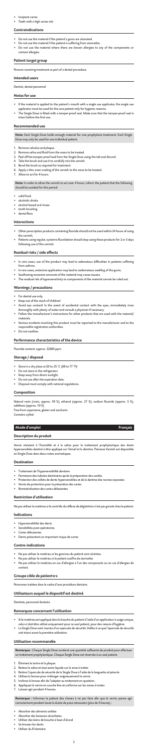- Incipient caries
- Teeth with a high caries risk

## Contraindications

- Do not use the material if the patient's gums are ulcerated.
- Do not use the material if the patient is suffering from stomatitis.
- Do not use the material where there are known allergies to any of the components or contact allergies.

## Patient target group

Persons receiving treatment as part of a dental procedure.

## Intended users

Dentist, dental personnel

## Notes for use

- If the material is applied to the patient's mouth with a single use applicator, the single use applicator must be used for this one patient only for hygienic reasons.
- The Single Dose is fitted with a tamper-proof seal. Make sure that the tamper-proof seal is intact before the first use.

## Recommended use

**Note:** Each Single Dose holds enough material for one prophylaxis treatment. Each Single Dose may only be used for one individual patient.

1. Remove calculus and plaque.
2. Remove saliva and fluid from the areas to be treated.
3. Peel off the tamper-proof seal from the Single Dose using the tab and discard.
4. Take the brush and use it to carefully mix the varnish.
5. Bend the brush as required for treatment.
6. Apply a thin, even coating of the varnish to the areas to be treated.
7. Allow to act for 4 hours.

**Note:** In order to allow the varnish to act over 4 hours, inform the patient that the following should be avoided for this period:

- solid food
- alcoholic drinks
- alcohol-based oral rinses
- tooth brushing
- dental floss

## Interactions

- Other prescription products containing fluoride should not be used within 24 hours of using the varnish.
- Patients using regular, systemic fluoridation should stop using these products for 2 or 3 days following use of this varnish.

## Residual risks / side effects

- In rare cases, use of the product may lead to oedematous difficulties in patients suffering from asthma.
- In rare cases, extensive application may lead to oedematous swelling of the gums.
- Swallowing excessive amounts of the material may cause nausea.
- The residual risk of hypersensitivity to components of the material cannot be ruled out.

## Warnings / precautions

- For dental use only.
- Keep out of the reach of children!
- Avoid eye contact! In the event of accidental contact with the eyes, immediately rinse thoroughly with plenty of water and consult a physician if necessary.
- Follow the manufacturer's instructions for other products that are used with the material/materials.
- Serious incidents involving this product must be reported to the manufacturer and to the responsible registration authorities.
- Do not swallow.

## Performance characteristics of the device

Fluoride content: approx. 22600 ppm

## Storage / disposal

- Store in a dry place at 20 to 25 °C (68 to 77 °F)
- Do not store in the refrigerator.
- Keep away from direct sunlight.
- Do not use after the expiration date.
- Disposal must comply with national regulations.

## Composition

Natural resin (rosin, approx. 59 %), ethanol (approx. 27 %), sodium fluoride (approx. 5 %), additives (approx. 10 %)
Free from aspartame, gluten and saccharin.
Contains xylitol.

# Mode d'emploi — Français

## Description du produit

Vernis résistant à l'humidité et à la salive pour le traitement prophylactique des dents hypersensibles destiné à être appliqué sur l'émail et la dentine. Flairesse Varnish est disponible en Single Dose dans deux notes aromatiques.

## Destination

- Traitement de l'hypersensibilité dentaire
- Fermeture des tubules dentinaires après la préparation des cavités
- Protection des collets de dents hypersensibles et de la dentine des racines exposées
- Vernis de protection pour la prévention des caries
- Reminéralisation des caries débutantes

## Restriction d'utilisation

Ne pas utiliser le matériau si le contrôle du réflexe de déglutition n'est pas garanti chez le patient.

## Indications

- Hypersensibilité des dents
- Sensibilités post-opératoires
- Caries débutantes
- Dents présentant un important risque de caries

## Contre-indications

- Ne pas utiliser le matériau si les gencives du patient sont ulcérées.
- Ne pas utiliser le matériau si le patient souffre de stomatite.
- Ne pas utiliser le matériau en cas d'allergies à l'un des composants ou en cas d'allergies de contact.

## Groupe cible de patient·e·s

Personnes traitées dans le cadre d'une procédure dentaire.

## Utilisateurs auquel le dispositif est destiné

Dentiste, personnel dentaire

## Remarques concernant l'utilisation

- Si le matériau est appliqué dans la bouche du patient à l'aide d'un applicateur à usage unique, celui-ci doit être utilisé uniquement pour ce seul patient, pour des raisons d'hygiène.
- La Single Dose sont munies d'un opercule de sécurité. Veillez à ce que l'opercule de sécurité soit intact avant la première utilisation.

## Utilisation recommandée

**Remarque :** Chaque Single Dose contient une quantité suffisante de produit pour effectuer un traitement prophylactique. Chaque Single Dose est réservée à un seul patient.

1. Éliminez le tartre et la plaque.
2. Retirez la salive et tout autre liquide sur la zone à traiter.
3. Retirez l'opercule de sécurité de la Single Dose à l'aide de la languette et jetez-le.
4. Utilisez la brosse pour mélanger soigneusement le vernis.
5. Inclinez la brosse afin de l'adapter au traitement en question.
6. Appliquez le vernis en couche fine et uniforme sur les zones à traiter.
7. Laissez agir pendant 4 heures.

**Remarque :** Informez le patient des choses à ne pas faire afin que le vernis puisse agir correctement pendant toute la durée de pose nécessaire (plus de 4 heures) :

- Absorber des aliments solides
- Absorber des boissons alcoolisées
- Utiliser des bains de bouche à base d'alcool
- Se brosser les dents
- Utiliser du fil dentaire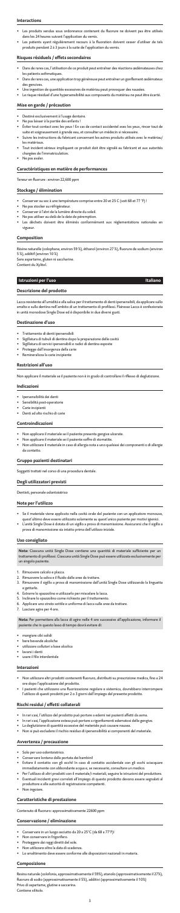### Interactions

- Les produits vendus sous ordonnance contenant du fluorure ne doivent pas être utilisés dans les 24 heures suivant l'application du vernis.
- Les patients ayant régulièrement recours à la fluoration doivent cesser d'utiliser de tels produits pendant 2 à 3 jours à la suite de l'application du vernis.

### Risques résiduels / effets secondaires

- Dans de rares cas, l'utilisation de ce produit peut entraîner des réactions œdémateuses chez les patients asthmatiques.
- Dans de rares cas, une application trop généreuse peut entraîner un gonflement œdémateux des gencives.
- Une ingestion de quantités excessives de matériau peut provoquer des nausées.
- Le risque résiduel d'une hypersensibilité aux composants du matériau ne peut être écarté.

### Mise en garde / précaution

- Destiné exclusivement à l'usage dentaire.
- Ne pas laisser à la portée des enfants !
- Éviter tout contact avec les yeux ! En cas de contact accidentel avec les yeux, rincer tout de suite et soigneusement à grande eau, et consulter un médecin si nécessaire.
- Suivre les instructions du fabricant concernant les autres produits utilisés avec le matériau/les matériaux.
- Tout incident sérieux impliquant ce produit doit être signalé au fabricant et aux autorités chargées de l'immatriculation.
- Ne pas avaler.

### Caractéristiques en matière de performances

Teneur en fluorure : environ 22,600 ppm

### Stockage / élimination

- Conserver au sec à une température comprise entre 20 et 25 C (soit 68 et 77 °F) !
- Ne pas stocker au réfrigérateur.
- Conserver à l'abri de la lumière directe du soleil.
- Ne pas utiliser au-delà de la date de péremption.
- Les déchets doivent être éliminés conformément aux réglementations nationales en vigueur.

### Composition

Résine naturelle (colophane, environ 59 %), éthanol (environ 27 %), fluorure de sodium (environ 5 %), additif (environ 10 %)
Sans aspartame, gluten ni saccharine.
Contient du Xylitol.

## Istruzioni per l'uso — Italiano

### Descrizione del prodotto

Lacca resistente all'umidità e alla saliva per il trattamento di denti ipersensibili, da applicare sullo smalto e sulla dentina nell'ambito di un trattamento di profilassi. Flairesse Lacca è confezionata in unità monodose Single Dose ed è disponibile in due diversi gusti.

### Destinazione d'uso

- Trattamento di denti ipersensibili
- Sigillatura di tubuli di dentina dopo la preparazione delle cavità
- Sigillatura di servici ipersensibili e radici di dentina esposte
- Protegge dall'insorgenza della carie
- Remineralizza la carie incipiente

### Restrizioni all'uso

Non applicare il materiale se il paziente non è in grado di controllare il riflesso di deglutizione.

### Indicazioni

- Ipersensibilità dei denti
- Sensibilità post-operatorie
- Carie incipienti
- Denti ad alto rischio di carie

### Controindicazioni

- Non applicare il materiale se il paziente presenta gengive ulcerate.
- Non applicare il materiale se il paziente soffre di stomatite.
- Non utilizzare il materiale in caso di allergia nota a uno qualsiasi dei componenti o di allergie da contatto.

### Gruppo pazienti destinatari

Soggetti trattati nel corso di una procedura dentale.

### Degli utilizzatori previsti

Dentisti, personale odontoiatrico

### Note per l'utilizzo

- Se il materiale viene applicato nella cavità orale del paziente con un applicatore monouso, quest'ultimo deve essere utilizzato solamente su quest'unico paziente per motivi igienici.
- L'unità Single Dose è dotata di un sigillo a prova di manomissione. Assicurarsi che il sigillo a prova di manomissione sia intatto prima dell'utilizzo iniziale.

### Uso consigliato

**Nota:** Ciascuna unità Single Dose contiene una quantità di materiale sufficiente per un trattamento di profilassi. Ciascuna unità Single Dose può essere utilizzata esclusivamente per un singolo paziente.

1. Rimuovere calcolo e placca.
2. Rimuovere la saliva e il fluido dalle aree da trattare.
3. Rimuovere il sigillo a prova di manomissione dall'unità Single Dose utilizzando la linguetta e gettarlo.
4. Estrarre lo spazzolino e utilizzarlo per miscelare la lacca.
5. Inclinare lo spazzolino come richiesto per il trattamento.
6. Applicare uno strato sottile e uniforme di lacca sulle aree da trattare.
7. Lasciare agire per 4 ore.

**Nota:** Per permettere alla lacca di agire nelle 4 ore successive all'applicazione, informare il paziente che in questo lasso di tempo dovrà evitare di:

- mangiare cibi solidi
- bere bevande alcoliche
- utilizzare collutori a base alcolica
- lavarsi i denti
- usare il filo interdentale

### Interazioni

- Non utilizzare altri prodotti contenenti fluoruro, distribuiti su prescrizione medica, fino a 24 ore dopo l'applicazione del prodotto.
- I pazienti che utilizzano una fluorizzazione regolare e sistemica, dovrebbero interrompere l'utilizzo di questi prodotti per 2 o 3 giorni dall'impiego del presente prodotto.

### Rischi residui / effetti collaterali

- In rari casi, l'utilizzo del prodotto può portare a edemi nei pazienti affetti da asma.
- In rari casi, l'applicazione estesa può portare a rigonfiamenti edematosi delle gengive.
- La deglutizione di quantità eccessive del materiale può causare nausea.
- Non si può escludere il rischio residuo di ipersensibilità ai componenti del materiale.

### Avvertenza / precauzione

- Solo per uso odontoiatrico.
- Conservare lontano dalla portata dei bambini!
- Evitare il contatto con gli occhi! In caso di contatto accidentale con gli occhi sciacquare immediatamente con abbondante acqua e, se necessario, consultare un medico.
- Per l'utilizzo di altri prodotti con il materiale/i materiali, seguire le istruzioni del produttore.
- Eventuali incidenti gravi correlati all'impiego di questo prodotto devono essere segnalati al produttore e alle autorità di registrazione competenti.
- Non ingoiare.

### Caratteristiche di prestazione

Contenuto di fluoruro: approssimativamente 22600 ppm

### Conservazione / eliminazione

- Conservare in un luogo asciutto da 20 a 25°C (da 68 a 77°F)!
- Non conservare in frigorifero.
- Proteggere dai raggi diretti del sole.
- Non utilizzare oltre la data di scadenza.
- Lo smaltimento deve essere conforme alle disposizioni nazionali in materia.

### Composizione

Resina naturale (colofonia, approssimativamente il 59%), etanolo (approssimativamente il 27%), fluoruro di sodio (approssimativamente il 5%), additivi (approssimativamente il 10%)
Privo di aspartame, glutine e saccarina.
Contiene xilitolo.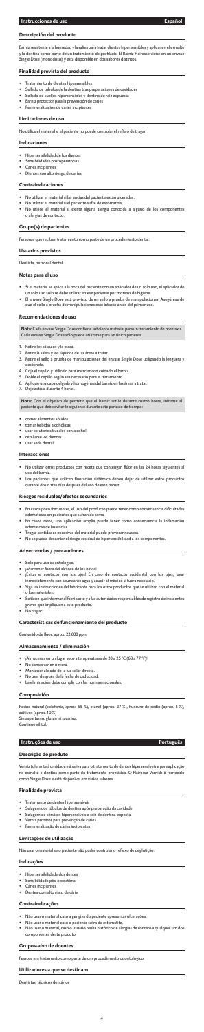## Instrucciones de uso — Español

### Descripción del producto

Barniz resistente a la humedad y la saliva para tratar dientes hipersensibles y aplicar en el esmalte y la dentina como parte de un tratamiento de profilaxis. El Barniz Flairesse viene en un envase Single Dose (monodosis) y está disponible en dos sabores distintos.

### Finalidad prevista del producto

- Tratamiento de dientes hipersensibles
- Sellado de túbulos de la dentina tras preparaciones de cavidades
- Sellado de cuellos hipersensibles y dentina de raíz expuesta
- Barniz protector para la prevención de caries
- Remineralización de caries incipientes

### Limitaciones de uso

No utilice el material si el paciente no puede controlar el reflejo de tragar.

### Indicaciones

- Hipersensibilidad de los dientes
- Sensibilidades postoperatorias
- Caries incipientes
- Dientes con alto riesgo de caries

### Contraindicaciones

- No utilizar el material si las encías del paciente están ulceradas.
- No utilizar el material si el paciente sufre de estomatitis.
- No utilice el material si existe alguna alergia conocida a alguno de los componentes o alergias de contacto.

### Grupo(s) de pacientes

Personas que reciben tratamiento como parte de un procedimiento dental.

### Usuarios previstos

Dentista, personal dental

### Notas para el uso

- Si el material se aplica a la boca del paciente con un aplicador de un solo uso, el aplicador de un solo uso solo se debe utilizar en ese paciente por motivos de higiene.
- El envase Single Dose está provisto de un sello a prueba de manipulaciones. Asegúrese de que el sello a prueba de manipulaciones esté intacto antes del primer uso.

### Recomendaciones de uso

**Nota:** Cada envase Single Dose contiene suficiente material para un tratamiento de profilaxis. Cada envase Single Dose sólo puede utilizarse para un único paciente.

1. Retire los cálculos y la placa.
2. Retire la saliva y los líquidos de las áreas a tratar.
3. Retire el sello a prueba de manipulaciones del envase Single Dose utilizando la lengüeta y deséchelo.
4. Coja el cepillo y utilícelo para mezclar con cuidado el barniz.
5. Doble el cepillo según sea necesario para el tratamiento.
6. Aplique una capa delgada y homogénea del barniz en las áreas a tratar.
7. Deje actuar durante 4 horas.

**Nota:** Con el objetivo de permitir que el barniz actúe durante cuatro horas, informe al paciente que debe evitar lo siguiente durante este periodo de tiempo:

- comer alimentos sólidos
- tomar bebidas alcohólicas
- usar colutorios bucales con alcohol
- cepillarse los dientes
- usar seda dental

### Interacciones

- No utilizar otros productos con receta que contengan flúor en las 24 horas siguientes al uso del barniz.
- Los pacientes que utilicen fluoración sistémica deben dejar de utilizar estos productos durante dos o tres días después del uso de este barniz.

### Riesgos residuales/efectos secundarios

- En casos poco frecuentes, el uso del producto puede tener como consecuencia dificultades edematosas en pacientes que sufran de asma.
- En casos raros, una aplicación amplia puede tener como consecuencia la inflamación edematosa de las encías.
- Tragar cantidades excesivas del material puede provocar náuseas.
- No se puede descartar el riesgo residual de hipersensibilidad a los componentes.

### Advertencias / precauciones

- Solo para uso odontológico.
- ¡Mantener fuera del alcance de los niños!
- ¡Evitar el contacto con los ojos! En caso de contacto accidental con los ojos, lavar inmediatamente con abundante agua y acudir al médico si fuera necesario.
- Siga las instrucciones del fabricante para los otros productos que se utilizan con el material o los materiales.
- Se tiene que informar al fabricante y a las autoridades responsables de registro de incidentes graves que impliquen a este producto.
- No tragar.

### Características de funcionamiento del producto

Contenido de flúor: aprox. 22.600 ppm

### Almacenamiento / eliminación

- ¡Almacenar en un lugar seco a temperaturas de 20 a 25 °C (68 a 77 °F)!
- No conservar en nevera.
- Mantener alejado de la luz solar directa.
- No usar después de la fecha de caducidad.
- La eliminación debe cumplir con las normas nacionales.

### Composición

Resina natural (colofonia, aprox. 59 %), etanol (aprox. 27 %), fluoruro de sodio (aprox. 5 %), aditivos (aprox. 10 %)
Sin aspartamo, gluten ni sacarina.
Contiene xilitol.

## Instruções de uso — Português

### Descrição do produto

Verniz tolerante à umidade e à saliva para o tratamento de dentes hipersensíveis e para aplicação no esmalte e dentina como parte do tratamento profilático. O Flairesse Varnish é fornecido como Single Dose e está disponível em vários sabores.

### Finalidade prevista

- Tratamento de dentes hipersensíveis
- Selagem dos túbulos de dentina após preparação da cavidade
- Selagem de cérvices hipersensíveis e raiz de dentina exposta
- Verniz protetor para prevenção de cáries
- Remineralização de cáries incipientes

### Limitações de utilização

Não usar o material se o paciente não puder controlar o reflexo de deglutição.

### Indicações

- Hipersensibilidade dos dentes
- Sensibilidade pós-operatória
- Cáries incipientes
- Dentes com alto risco de cárie

### Contraindicações

- Não usar o material caso a gengiva do paciente apresentar ulcerações.
- Não usar o material caso o paciente sofra de estomatite.
- Não usar o material, caso o usuário tenha histórico de alergias de contato a qualquer um dos componentes deste produto.

### Grupos-alvo de doentes

Pessoas em tratamento como parte de um procedimento odontológico.

### Utilizadores a que se destinam

Dentistas, técnicos dentários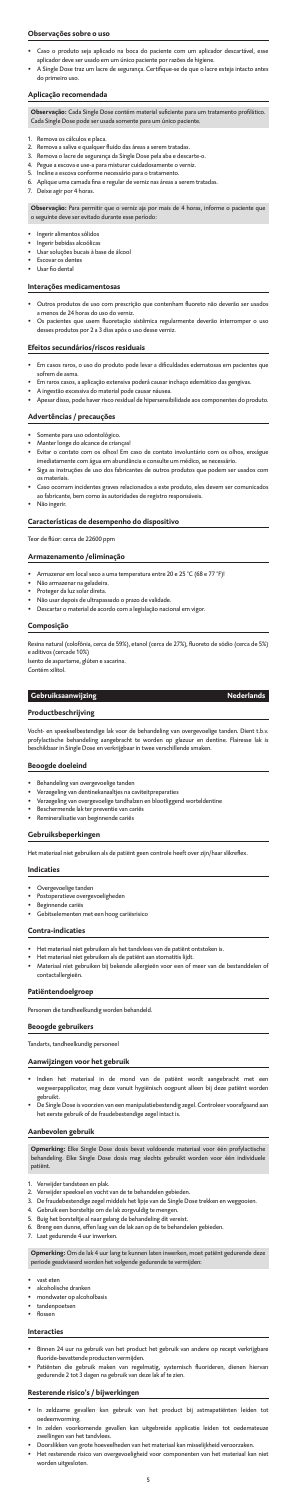### Observações sobre o uso

- Caso o produto seja aplicado na boca do paciente com um aplicador descartável, esse aplicador deve ser usado em um único paciente por razões de higiene.
- A Single Dose traz um lacre de segurança. Certifique-se de que o lacre esteja intacto antes do primeiro uso.

### Aplicação recomendada

**Observação:** Cada Single Dose contém material suficiente para um tratamento profilático. Cada Single Dose pode ser usada somente para um único paciente.

1. Remova os cálculos e placa.
2. Remova a saliva e qualquer fluido das áreas a serem tratadas.
3. Remova o lacre de segurança da Single Dose pela aba e descarte-o.
4. Pegue a escova e use-a para misturar cuidadosamente o verniz.
5. Incline a escova conforme necessário para o tratamento.
6. Aplique uma camada fina e regular de verniz nas áreas a serem tratadas.
7. Deixe agir por 4 horas.

**Observação:** Para permitir que o verniz aja por mais de 4 horas, informe o paciente que o seguinte deve ser evitado durante esse período:

- Ingerir alimentos sólidos
- Ingerir bebidas alcoólicas
- Usar soluções bucais à base de álcool
- Escovar os dentes
- Usar fio dental

### Interações medicamentosas

- Outros produtos de uso com prescrição que contenham fluoreto não deveriam ser usados a menos de 24 horas do uso do verniz.
- Os pacientes que usem fluoretação sistêmica regularmente deveriam interromper o uso desses produtos por 2 a 3 dias após o uso desse verniz.

### Efeitos secundários/riscos residuais

- Em casos raros, o uso do produto pode levar a dificuldades edematosas em pacientes que sofrem de asma.
- Em raros casos, a aplicação extensiva poderá causar inchaço edemático das gengivas.
- A ingestão excessiva do material pode causar náusea.
- Apesar disso, pode haver risco residual de hipersensibilidade aos componentes do produto.

### Advertências / precauções

- Somente para uso odontológico.
- Manter longe do alcance de crianças!
- Evitar o contato com os olhos! Em caso de contato involuntário com os olhos, enxágue imediatamente com água em abundância e consulte um médico, se necessário.
- Siga as instruções de uso dos fabricantes de outros produtos que podem ser usados com os materiais.
- Caso ocorram incidentes graves relacionados a esse produto, eles devem ser comunicados ao fabricante, bem como às autoridades de registro responsáveis.
- Não ingerir.

### Características de desempenho do dispositivo

Teor de flúor: cerca de 22600 ppm

### Armazenamento /eliminação

- Armazenar em local seco a uma temperatura entre 20 e 25 °C (68 e 77 °F)!
- Não armazenar na geladeira.
- Proteger da luz solar direta.
- Não usar depois de ultrapassado o prazo de validade.
- Descartar o material de acordo com a legislação nacional em vigor.

### Composição

Resina natural (colofônia, cerca de 59%), etanol (cerca de 27%), fluoreto de sódio (cerca de 5%) e aditivos (cerca de 10%).
Isento de aspartame, glúten e sacarina.
Contém xilitol.

## Gebruiksaanwijzing — Nederlands

### Productbeschrijving

Vocht- en speekselbestendige lak voor de behandeling van overgevoelige tanden. Dient t.b.v. profylactische behandeling aangebracht te worden op glazuur en dentine. Flairesse lak is beschikbaar in Single Dose en verkrijgbaar in twee verschillende smaken.

### Beoogde doeleind

- Behandeling van overgevoelige tanden
- Verzegeling van dentinekanaaltjes na caviteitpreparaties
- Verzegeling van overgevoelige tandhalzen en blootliggend wortel dentine
- Beschermende lak ter preventie van cariës
- Remineralisatie van beginnende cariës

### Gebruiksbeperkingen

Het materiaal niet gebruiken als de patiënt geen controle heeft over zijn/haar slikreflex.

### Indicaties

- Overgevoelige tanden
- Postoperatieve overgevoeligheden
- Beginnende cariës
- Gebitselementen met een hoog cariësrisico

### Contra-indicaties

- Het materiaal niet gebruiken als het tandvlees van de patiënt ontstoken is.
- Het materiaal niet gebruiken als de patiënt aan stomatitis lijdt.
- Materiaal niet gebruiken bij bekende allergieën voor een of meer van de bestanddelen of contactallergieën.

### Patiëntendoelgroep

Personen die tandheelkundig worden behandeld.

### Beoogde gebruikers

Tandarts, tandheelkundig personeel

### Aanwijzingen voor het gebruik

- Indien het materiaal in de mond van de patiënt wordt aangebracht met een wegwerpapplicator, mag deze vanuit hygiënisch oogpunt alleen bij deze patiënt worden gebruikt.
- De Single Dose is voorzien van een manipulatiebestendig zegel. Controleer voorafgaand aan het eerste gebruik of de fraudebestendige zegel intact is.

### Aanbevolen gebruik

**Opmerking:** Elke Single Dose bevat voldoende materiaal voor één profylactische behandeling. Elke Single Dose dosis mag slechts gebruikt worden voor één individuele patiënt.

1. Verwijder tandsteen en plak.
2. Verwijder speeksel en vocht van de te behandelen gebieden.
3. De fraudebestendige zegel middels het lipje van de Single Dose trekken en weggooien.
4. Gebruik een borsteltje om de lak zorgvuldig te mengen.
5. Buig het borsteltje al naar gelang de behandeling dit vereist.
6. Breng een dunne, effen laag van de lak aan op de te behandelen gebieden.
7. Laat gedurende 4 uur inwerken.

**Opmerking:** Om de lak 4 uur lang te kunnen laten inwerken, moet patiënt gedurende deze periode geadviseerd worden het volgende gedurende te vermijden:

- vast eten
- alcoholische dranken
- mondwater op alcoholbasis
- tandenpoetsen
- flossen

### Interacties

- Binnen 24 uur na gebruik van het product het gebruik van andere op recept verkrijgbare fluoride-bevattende producten vermijden.
- Patiënten die gebruik maken van regelmatig, systemisch fluorideren, dienen hiervan gedurende 2 tot 3 dagen na gebruik van deze lak af te zien.

### Resterende risico's / bijwerkingen

- In zeldzame gevallen kan gebruik van het product bij astmapatiënten leiden tot oedeemvorming.
- In zelden voorkomende gevallen kan uitgebreide applicatie leiden tot oedematseuze zwellingen van het tandvlees.
- Doorslikken van grote hoeveelheden van het materiaal kan misselijkheid veroorzaken.
- Het resterende risico van overgevoeligheid voor componenten van het materiaal kan niet worden uitgesloten.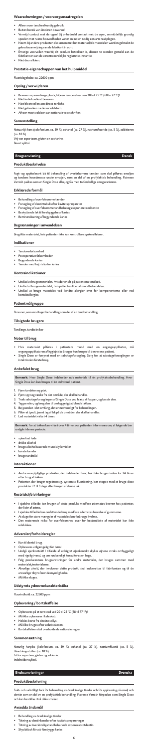### Waarschuwingen / voorzorgsmaatregelen

- Alleen voor tandheelkundig gebruik.
- Buiten bereik van kinderen bewaren!
- Vermijd contact met de ogen! Bij onbedoeld contact met de ogen, onmiddellijk grondig spoelen met ruime hoeveelheden water en indien nodig een arts raadplegen.
- Neem bij andere producten die samen met het materiaal/de materialen worden gebruikt de gebruiksaanwijzing van de fabrikant in acht.
- Ernstige voorvallen waarbij dit product betrokken is, dienen te worden gemeld aan de fabrikant en aan de verantwoordelijke registratie-instantie.
- Niet doorslikken.

### Prestatie-eigenschappen van het hulpmiddel

Fluoridegehalte: ca. 22600 ppm

### Opslag / verwijderen

- Bewaren op een droge plaats, bij een temperatuur van 20 tot 25 °C (68 tot 77 °F)!
- Niet in de koelkast bewaren.
- Niet blootstellen aan direct zonlicht.
- Niet gebruiken na de vervaldatum.
- Afvoer moet voldoen aan nationale voorschriften.

### Samenstelling

Natuurlijk hars (colofonium, ca. 59 %), ethanol (ca. 27 %), natriumfluoride (ca. 5 %), additieven (ca. 10 %)

Vrij van aspartaam, gluten en sacharine.

Bevat xylitol.

## Brugsanvisning — Dansk

### Produktbeskrivelse

Fugt- og spytt­olerant lak til behandling af overfølsomme tænder, som skal påføres emaljen og tandens hovedmasse under emaljen, som en del af en profylaktisk behandling. Flairesse Varnish pakkes som en Single Dose eller, og fås med to forskellige smagsvarianter.

### Erklærede formål

- Behandling af overfølsomme tænder
- Forsegling af dentintubuli efter kavitetspræparater
- Forsegling af overfølsomme tandhalse og eksponeret roddentin
- Beskyttende lak til forebyggelse af karies
- Remineralisering af begyndende karies

### Begrænsninger i anvendelsen

Brug ikke materialet, hvis patienten ikke kan kontrollere synkerefleksen.

### Indikationer

- Tandoverfølsomhed
- Postoperative følsomheder
- Begyndende karies
- Tænder med høj risiko for karies

### Kontraindikationer

- Undlad at bruge materialet, hvis der er sår på patientens tandkød.
- Undlad at bruge materialet, hvis patienten lider af mundbetændelse.
- Undlad at bruge materialet ved kendte allergier over for komponenterne eller ved kontaktallergier.

### Patientmålgruppe

Personer, som modtager behandling som del af en tandbehandling.

### Tilsigtede brugere

Tandlæge, tandtekniker

### Noter til brug

- Hvis materialet påføres i patientens mund med en engangsapplikator, må engangsapplikatoren af hygiejniske årsager kun bruges til denne ene patient.
- Single Dose er forsynet med en sabotageforsegling. Sørg for, at sabotageforseglingen er intakt inden første brug.

### Anbefalet brug

**Bemærk:** Hver Single Dose indeholder nok materiale til én profylaksebehandling. Hver Single Dose kan kun bruges til én individuel patient.

1. Fjern tandsten og plak.
2. Fjern spyt og væske fra det område, der skal behandles.
3. Træk sabotageforseglingen af Single Dose ved hjælp af flappen, og kassér den.
4. Tag penslen, og brug den til omhyggeligt at blande lakken.
5. Bøj penslen i det omfang, det er nødvendigt for behandlingen.
6. Påfør et tyndt, jævnt lag af lak på de områder, der skal behandles.
7. Lad materialet virke i 4 timer.

**Bemærk:** For at lakken kan virke i over 4 timer skal patienten informeres om, at følgende bør undgås i denne periode:

- spise fast føde
- drikke alkohol
- bruge alkoholbaserede mundskyllemidler
- børste tænder
- bruge tandtråd

### Interaktioner

- Andre receptpligtige produkter, der indeholder fluor, bør ikke bruges inden for 24 timer efter brug af lakken.
- Patienter, der bruger regelmæssig, systemisk fluoridering, bør stoppe med at bruge disse produkter i 2 til 3 dage efter brugen af denne lak.

### Restrisici/bivirkninger

- I sjældne tilfælde kan brugen af dette produkt medføre ødematøs hævelser hos patienter, der lider af astma.
- I sjældne tilfælde kan omfattende brug medføre ødematøs hævelse af gummerne.
- At sluge for store mængder af materialet kan forårsage kvalme.
- Den resterende risiko for overfølsomhed over for bestanddele af materialet kan ikke udelukkes.

### Advarsler/forholdsregler

- Kun til dental brug.
- Opbevares utilgængeligt for børn!
- Undgå øjenkontakt! I tilfælde af utilsigtet øjenkontakt skylles øjnene straks omhyggeligt med rigeligt vand, og om nødvendigt konsulteres en læge.
- Følg producentens brugsanvisninger for andre materialer, der bruges sammen med materialet/materialerne.
- Alvorlige uheld, der involverer dette produkt, skal indberettes til fabrikanten og til de ansvarlige tilsynsførende myndigheder.
- Må ikke sluges.

### Udstyrets ydeevnekarakteristika

Fluorindhold: ca. 22600 ppm

### Opbevaring / bortskaffelse

- Opbevares på et tørt sted ved 20 til 25 °C (68 til 77 °F)!
- Må ikke opbevares i køleskab.
- Holdes borte fra direkte sollys.
- Må ikke bruges efter udløbsdatoen.
- Bortskaffelsen skal overholde de nationale regler.

### Sammensætning

Naturlig harpiks (kolofonium, ca. 59 %), ethanol (ca. 27 %), natriumfluorid (ca. 5 %), tilsætningsstoffer (ca. 10 %).

Fri for aspartam, gluten og sakkarin.

Indeholder xylitol.

## Bruksanvisningar — Svenska

### Produktbeskrivning

Fukt- och salivtåligt lack för behandling av överkänsliga tänder och för applicering på emalj och dentin som en del av en profylaktisk behandling. Flairesse Varnish förpackas som Single Dose och kan beställas i två olika smaker.

### Avsedda ändamål

- Behandling av överkänsliga tänder
- Tätning av dentinkanaler efter kavitetsprepareringar
- Tätning av överkänsliga tandhalsar och exponerat rotdentin
- Skyddslack för att förebygga karies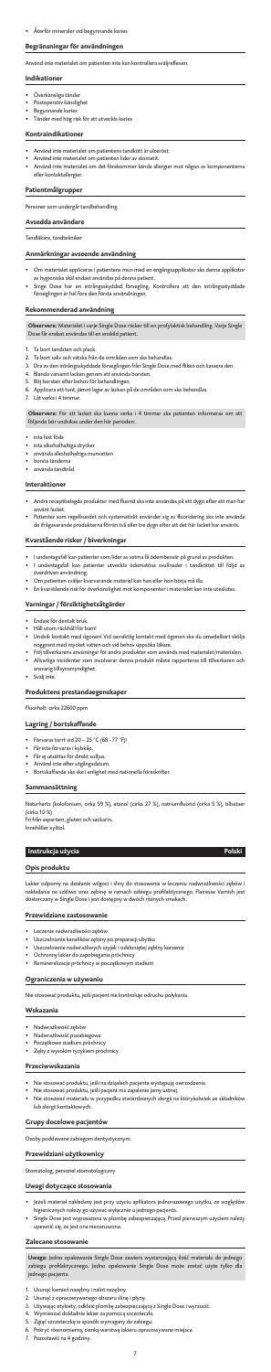- Återför mineraler vid begynnande karies

## Begränsningar för användningen

Använd inte materialet om patienten inte kan kontrollera sväljreflexen.

## Indikationer

- Överkänsliga tänder
- Postoperativ känslighet
- Begynnande karies
- Tänder med hög risk för att utveckla karies

## Kontraindikationer

- Använd inte materialet om patientens tandkött är ulcererat.
- Använd inte materialet om patienten lider av stomatit.
- Använd inte materialet om det förekommer kända allergier mot någon av komponenterna eller kontaktallergier.

## Patientmålgrupper

Personer som undergår tandbehandling.

## Avsedda användare

Tandläkare, tandtekniker

## Anmärkningar avseende användning

- Om materialet appliceras i patienterna mun med en engångsapplikator ska denna applikator av hygieniska skäl endast användas på denna patient.
- Singe Dose har en inträngskyddad försegling. Kontrollera att den inträngskyddade förseglingen är hel före den första användningen.

## Rekommenderad användning

**Observera:** Materialet i varje Single Dose räcker till en profylaktisk behandling. Varje Single Dose får endast användas till en enskild patient.

1. Ta bort tandsten och plack.
2. Ta bort saliv och vätska från de områden som ska behandlas.
3. Dra av den inträngskyddade förseglingen från Single Dose med fliken och kassera den.
4. Blanda varsamt lacken genom att använda borsten.
5. Böj borsten efter behov för behandlingen.
6. Applicera ett tunt, jämnt lager av lacken på de områden som ska behandlas.
7. Låt verka i 4 timmar.

**Observera:** För att lacket ska kunna verka i 4 timmar ska patienten informeras om att följande bör undvikas under den här perioden:

- inta fast föda
- inta alkoholhaltiga drycker
- använda alkoholhaltiga munvatten
- borsta tänderna
- använda tandtråd

## Interaktioner

- Andra receptbelagda produkter med fluorid ska inte användas på ett dygn efter att man har använt lacket.
- Patienter som regelbundet och systematiskt använder sig av fluoridering ska inte använda de ifrågavarande produkterna förrän två eller tre dygn efter att det här lacket har använts.

## Kvarstående risker / biverkningar

- I undantagsfall kan patienter som lider av astma få ödembesvär på grund av produkten.
- I undantagsfall kan patienter utveckla ödematösa svullnader i tandköttet till följd av överdriven användning.
- Om patienten sväljer kvarvarande material kan han eller hon börja må illa.
- En kvarstående risk för överkänslighet mot komponenter i materialet kan inte uteslutas.

## Varningar / försiktighetsåtgärder

- Endast för dentalt bruk.
- Håll utom räckhåll för barn!
- Undvik kontakt med ögonen! Vid oavsiktlig kontakt med ögonen ska du omedelbart skölja noggrant med mycket vatten och vid behov uppsöka läkare.
- Följ tillverkarens anvisningar för andra produkter som används med materialet/materialen.
- Allvarliga incidenter som involverar denna produkt måste rapporteras till tillverkaren och ansvarig tillsynsmyndighet.
- Svälj inte.

## Produktens prestandaegenskaper

Fluorhalt: cirka 22600 ppm

## Lagring / bortskaffande

- Förvaras torrt vid 20 – 25 °C (68 - 77 °F)!
- Får inte förvaras i kylskåp.
- Får ej utsättas för direkt solljus.
- Använd inte efter utgångsdatum.
- Bortskaffande ska ske i enlighet med nationella föreskrifter.

## Sammansättning

Naturharts (kolofonium, cirka 59 %), etanol (cirka 27 %), natriumfluorid (cirka 5 %), tillsatser (cirka 10 %)
Fri från aspartam, gluten och sackarin.
Innehåller xylitol.

# Instrukcja użycia — Polski

## Opis produktu

Lakier odporny na działanie wilgoci i śliny do stosowania w leczeniu nadwrażliwości zębów i nakładania na szkliwo oraz zębiny w ramach zabiegu profilaktycznego. Flairesse Varnish jest dostarczany w Single Dose i jest dostępny w dwóch różnych smakach.

## Przewidziane zastosowanie

- Leczenie nadwrażliwości zębów
- Uszczelnianie kanalików zębiny po preparacji ubytku
- Uszczelnianie nadwrażliwych szyjek i odsłoniętej zębiny korzenia
- Ochronny lakier do zapobiegania próchnicy
- Remineralizacja próchnicy w początkowym stadium

## Ograniczenia w używaniu

Nie stosować produktu, jeśli pacjent nie kontroluje odruchu połykania.

## Wskazania

- Nadwrażliwość zębów
- Nadwrażliwość pozabiegowa
- Początkowe stadium próchnicy
- Zęby z wysokim ryzykiem próchnicy

## Przeciwwskazania

- Nie stosować produktu, jeśli na dziąsłach pacjenta występują owrzodzenia.
- Nie stosować produktu, jeśli pacjent ma zapalenie jamy ustnej.
- Nie stosować materiału w przypadku stwierdzonych alergii na którykolwiek ze składników lub alergii kontaktowych.

## Grupy docelowe pacjentów

Osoby poddawane zabiegom dentystycznym.

## Przewidziani użytkownicy

Stomatolog, personel stomatologiczny

## Uwagi dotyczące stosowania

- Jeżeli materiał nakładany jest przy użyciu aplikatora jednorazowego użytku, ze względów higienicznych należy go używać wyłącznie u jednego pacjenta.
- Single Dose jest wyposażona w plombę zabezpieczającą. Przed pierwszym użyciem należy upewnić się, że jest ona nienaruszona.

## Zalecane stosowanie

**Uwaga:** Jedno opakowanie Single Dose zawiera wystarczającą ilość materiału do jednego zabiegu profilaktycznego. Jedno opakowanie Single Dose może zostać użyte tylko dla jednego pacjenta.

1. Usunąć kamień nazębny i nalot nazębny.
2. Usunąć z opracowywanego obszaru ślinę i płyny.
3. Używając etykiety, odkleić plombę zabezpieczającą z Single Dose i wyrzucić.
4. Wymieszać dokładnie lakier za pomocą szczoteczki.
5. Zgiąć szczoteczkę w sposób wymagany do zabiegu.
6. Pokryć równomierną, cienką warstwą lakieru opracowywane miejsca.
7. Pozostawić na 4 godziny.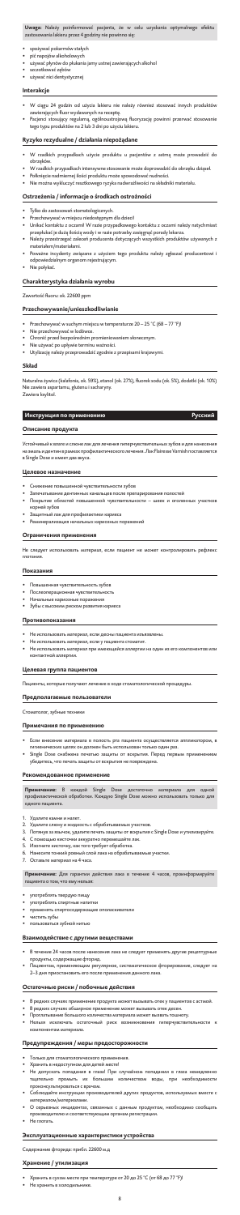**Uwaga:** Należy poinformować pacjenta, że w celu uzyskania optymalnego efektu zastosowania lakieru przez 4 godziny nie powinno się:

- spożywać pokarmów stałych
- pić napojów alkoholowych
- używać płynów do płukania jamy ustnej zawierających alkohol
- szczotkować zębów
- używać nici dentystycznej

### Interakcje

- W ciągu 24 godzin od użycia lakieru nie należy również stosować innych produktów zawierających fluor wydawanych na receptę.
- Pacjenci stosujący regularną, ogólnoustrojową fluoryzację powinni przerwać stosowanie tego typu produktów na 2 lub 3 dni po użyciu lakieru.

### Ryzyko rezydualne / działania niepożądane

- W rzadkich przypadkach użycie produktu u pacjentów z astmą może prowadzić do obrzęków.
- W rzadkich przypadkach intensywne stosowanie może doprowadzić do obrzęku dziąseł.
- Połknięcie nadmiernej ilości produktu może spowodować nudności.
- Nie można wykluczyć resztkowego ryzyka nadwrażliwości na składniki materiału.

### Ostrzeżenia / informacje o środkach ostrożności

- Tylko do zastosowań stomatologicznych.
- Przechowywać w miejscu niedostępnym dla dzieci!
- Unikać kontaktu z oczami! W razie przypadkowego kontaktu z oczami należy natychmiast przepłukać je dużą ilością wody i w razie potrzeby zasięgnąć porady lekarza.
- Należy przestrzegać zaleceń producenta dotyczących wszystkich produktów używanych z materiałem/materiałami.
- Poważne incydenty związane z użyciem tego produktu należy zgłaszać producentowi i odpowiedzialnym organom rejestrującym.
- Nie połykać.

### Charakterystyka działania wyrobu

Zawartość fluoru: ok. 22600 ppm

### Przechowywanie/unieszkodliwianie

- Przechowywać w suchym miejscu w temperaturze 20 – 25 °C (68 – 77 °F)!
- Nie przechowywać w lodówce.
- Chronić przed bezpośrednim promieniowaniem słonecznym.
- Nie używać po upływie terminu ważności.
- Utylizację należy przeprowadzić zgodnie z przepisami krajowymi.

### Skład

Naturalna żywica (kalafonia, ok. 59%), etanol (ok. 27%), fluorek sodu (ok. 5%), dodatki (ok. 10%)
Nie zawiera aspartamu, glutenu i sacharyny.
Zawiera ksylitol.

## Инструкция по применению — Русский

### Описание продукта

Устойчивый к влаге и слюне лак для лечения гиперчувствительных зубов и для нанесения на эмаль в рамках профилактического лечения. Лак Flairesse Varnish поставляется в Single Dose и имеет вкус мяты.

### Целевое назначение

- Снижение повышенной чувствительности зубов
- Запечатывание дентинных канальцев после препарирования полостей
- Покрытие областей повышенной чувствительности – шеек и оголенных участков корней зубов
- Защитный лак для профилактики кариеса
- Реминерализация начальных кариозных поражений

### Ограничения применения

Не следует использовать материал, если пациент не может контролировать рефлекс глотания.

### Показания

- Повышенная чувствительность зубов
- Послеоперационная чувствительность
- Начальные кариозные поражения
- Зубы с высоким риском развития кариеса

### Противопоказания

- Не использовать материал, если десны пациента изъязвлены.
- Не использовать материал, если у пациента стоматит.
- Не использовать материал при имеющейся аллергии на один из его компонентов или контактной аллергии.

### Целевая группа пациентов

Пациенты, которые получают лечение в ходе стоматологической процедуры.

### Предполагаемые пользователи

Стоматолог, зубные техники

### Примечания по применению

- Если внесение материала в полость рта пациента осуществляется аппликатором, в гигиенических целях он должен быть использован только один раз.
- Single Dose снабжена печатью защиты от вскрытия. Перед первым применением убедитесь, что печать защиты от вскрытия не повреждена.

### Рекомендованное применение

**Примечание:** В каждой Single Dose достаточно материала для одной профилактической обработки. Каждую Single Dose можно использовать только для одного пациента.

1. Удалите камни и налет.
2. Удалите слюну и жидкость с обрабатываемых участков.
3. Потянув за язычок, удалите печать защиты от вскрытия с Single Dose и утилизируйте.
4. С помощью кисточки аккуратно перемешайте лак.
5. Извлеките кисточку, как того требует обработка.
6. Нанесите тонкий ровный слой лака на обрабатываемые участки.
7. Оставьте материал на 4 часа.

**Примечание:** Для гарантии действия лака в течение 4 часов, проинформируйте пациента о том, что ему нельзя:

- употреблять твердую пищу
- употреблять спиртные напитки
- применять спиртосодержащие ополаскиватели
- чистить зубы
- пользоваться зубной нитью

### Взаимодействие с другими веществами

- В течение 24 часов после нанесения лака не следует применять другие рецептурные продукты, содержащие фторид.
- Пациентам, применяющим регулярное, систематическое фторирование, следует на 2–3 дня приостановить его после применения данного лака.

### Остаточные риски / побочные действия

- В редких случаях применение продукта может вызывать отек у пациентов с астмой.
- В редких случаях обширное применение может вызывать отек десен.
- Проглатывание большого количества материала может вызвать тошноту.
- Нельзя исключить остаточный риск возникновения гиперчувствительности к компонентам материала.

### Предупреждения / меры предосторожности

- Только для стоматологического применения.
- Хранить в недоступном для детей месте!
- Не допускать попадания в глаза! При случайном попадании в глаза немедленно тщательно промыть их большим количеством воды, при необходимости проконсультироваться с врачом.
- Соблюдайте инструкции производителей других продуктов, используемых вместе с материалом/материалами.
- О серьезных инцидентах, связанных с данным продуктом, необходимо сообщать производителю и соответствующим органам регистрации.
- Не глотать.

### Эксплуатационные характеристики устройства

Содержание фторида: прибл. 22600 м.д

### Хранение / утилизация

- Хранить в сухом месте при температуре от 20 до 25 °C (от 68 до 77 °F)!
- Не хранить в холодильнике.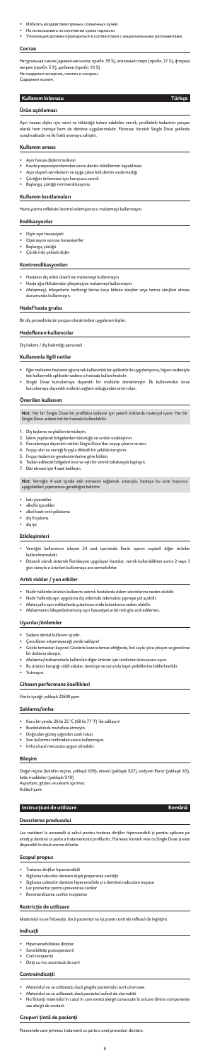- Избегать воздействия прямых солнечных лучей.
- Не использовать по истечении срока годности.
- Утилизация должна проводиться в соответствии с национальными регламентами.

## Состав

Натуральная смола (древесная смола, прибл. 59 %), этиловый спирт (прибл. 27 %), фторид натрия (прибл. 5 %), добавки (прибл. 10 %)
Не содержит аспартам, глютен и сахарин.
Содержит ксилит.

# Kullanım kılavuzu — Türkçe

## Ürün açıklaması

Aşırı hassas dişler için nemi ve tükürüğü tolere edebilen vernik, profilaktik tedavinin parçası olarak twen mineye hem de dentine uygulanmalıdır. Flairesse Varnish Single Dose şeklinde sunulmaktadır ve iki farklı aromaya sahiptir.

## Kullanım amacı

- Aşırı hassas dişlerin tedavisi
- Kavite preparasyonlarından sonra dentin tübüllerinin kapatılması
- Aşırı duyarlı servikalerin ve açığa çıkan kök dentin sızdırmazlığı
- Çürüğün önlenmesi için koruyucu vernik
- Başlangıç çürüğü remineralizasyonu

## Kullanım kısıtlamaları

Hasta yutma refleksini kontrol edemiyorsa u malzemeyi kullanmayın.

## Endikasyonlar

- Dişin aşırı hassasiyeti
- Operasyon sonrası hassasiyetler
- Başlangıç çürüğü
- Çürük riski yüksek dişler

## Kontrendikasyonlar

- Hastanın diş etleri ülserli ise malzemeyi kullanmayın.
- Hasta ağız iltihabından şikayetçiyse malzemeyi kullanmayın.
- Malzemeyi, bileşenlerin herhangi birine karşı bilinen alerjiler veya temas alerjileri olması durumunda kullanmayın.

## Hedef hasta grubu

Bir diş prosedürünün parçası olarak tedavi uygulanan kişiler.

## Hedeflenen kullanıcılar

Diş hekimi / diş hekimliği personeli

## Kullanımla ilgili notlar

- Eğer malzeme hastanın ağzına tek kullanımlık bir aplikatör ile uygulanıyorsa, hijyen nedeniyle tek kullanımlık aplikatör sadece o hastada kullanılmalıdır.
- Single Dose kurcalamaya dayanıklı bir mühürle donatılmıştır. İlk kullanımdan önce kurcalamaya dayanıklı mührün sağlam olduğundan emin olun.

## Önerilen kullanım

**Not:** Her bir Single Dose bir profilaksi tedavisi için yeterli miktarda materyal içerir. Her bir Single Dose sadece tek bir hastada kullanılabilir.

1. Diş taşlarını ve plakları temizleyin.
2. İşlem yapılacak bölgelerden tükürüğü ve sıvıları uzaklaştırın.
3. Kurcalamaya dayanıklı mührü Single Dose'dan soyup çıkarın ve atın.
4. Fırçayı alın ve verniği fırçayla dikkatli bir şekilde karıştırın.
5. Fırçayı tedavinin gereksinimlerine göre bükün.
6. Tedavi edilecek bölgeleri ince ve eşit bir vernik tabakasıyla kaplayın.
7. Etki etmesi için 4 saat bekleyin.

**Not:** Verniğin 4 saat içinde etki etmesini sağlamak amacıyla, hastaya bu süre boyunca aşağıdakileri yapmaması gerektiğini belirtin:

- katı yiyecekler
- alkollü içecekler
- alkol bazlı oral çalkalama
- diş fırçalama
- diş ipi

## Etkileşimleri

- Verniğin kullanımını izleyen 24 saat içerisinde florür içeren reçeteli diğer ürünler kullanılmamalıdır.
- Düzenli olarak sistemik floridasyon uygulayan hastalar, vernik kullanıldıktan sonra 2 veya 3 gün süreyle o ürünleri kullanmaya ara vermelidirler.

## Artık riskler / yan etkiler

- Nadir hallerde ürünün kullanımı astımlı hastalarda ödem sıkıntılarına neden olabilir.
- Nadir hallerde aşırı uygulama diş etlerinde ödematöz şişmeye yol açabilir.
- Materyalin aşırı miktarlarda yutulması mide bulantısına neden olabilir.
- Malzemenin bileşenlerine karşı aşırı hassasiyet artık riski göz ardı edilemez.

## Uyarılar/önlemler

- Sadece dental kullanım içindir.
- Çocukların erişemeyeceği yerde saklayın!
- Gözle temastan kaçının! Gözlerle kazara temas ettiğinde, bol suyla iyice yıkayın ve gerekirse bir doktora danışın.
- Malzeme/malzemelerle kullanılan diğer ürünler için üreticinin kılavuzuna uyun.
- Bu ürünün karıştığı ciddi vakalar, üreticiye ve sorumlu kayıt yetkililerine bildirilmelidir.
- Yutmayın.

## Cihazın performans özellikleri

Florür içeriği: yaklaşık 22600 ppm

## Saklama/imha

- Kuru bir yerde, 20 ila 25 °C (68 ila 77 °F) 'de saklayın!
- Buzdolabında muhafaza etmeyin.
- Doğrudan güneş ışığından uzak tutun.
- Son kullanma tarihinden sonra kullanmayın.
- İmha ulusal mevzuata uygun olmalıdır.

## Bileşim

Doğal reçine (kolofan reçine, yaklaşık %59), etanol (yaklaşık %27), sodyum florür (yaklaşık %5), katkı maddeleri (yaklaşık %10)
Aspartam, gluten ve sakarin içermez.
Ksilitol içerir.

# Instrucțiuni de utilizare — Română

## Descrierea produsului

Lac rezistent la umezeală și salivă pentru tratarea dinților hipersensibili și pentru aplicare pe smalț și dentină ca parte a tratamentului profilactic. Flairesse Varnish vine ca Single Dose și este disponibil în două arome diferite.

## Scopul propus

- Tratarea dinților hipersensibili
- Sigilarea tubulilor dentinari după prepararea cavității
- Sigilarea colətelor dentare hipersensibile și a dentinei radiculare expuse
- Lac protector pentru prevenirea cariilor
- Remineralizarea cariilor incipiente

## Restricție de utilizare

Materialul nu se folosește, dacă pacientul nu își poate controla reflexul de înghițire.

## Indicații

- Hipersensibilitatea dinților
- Sensibilități postoperatorii
- Carii incipiente
- Dinți cu risc accentuat de carii

## Contraindicații

- Materialul nu se utilizează, dacă gingiile pacientului sunt ulcerose.
- Materialul nu se utilizează, dacă pacientul suferă de stomatită.
- Nu folosiți materialul în cazul în care există alergii cunoscute la oricare dintre componente sau alergii de contact.

## Grupuri țintă de pacienți

Persoanele care primesc tratament ca parte a unei proceduri dentare.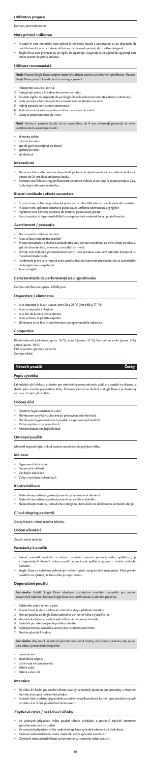### Utilizatori propuși

Dentiști, personal dentar

### Note privind utilizarea

- În cazul în care materialul este aplicat în cavitatea bucală a pacientului cu un dispozitiv de unică folosință, acesta trebuie utilizat numai la acest pacient, din motive de igienă.
- Single Dose este prevăzut cu un sigiliu de siguranță. Asigurați-vă că sigiliul de siguranță este intact înainte de prima utilizare.

### Utilizare recomandată

**Notă:** Fiecare Single Dose conține material suficient pentru un tratament profilactic. Fiecare Single Dose poate fi folosit pentru un singur pacient.

1. Îndepărtați calculii și tartrul.
2. Îndepărtați saliva și lichidele din zonele de tratat.
3. Scoateți sigiliul de siguranță de pe Single Dose folosind extremitatea liberă și eliminați-l.
4. Luați pensula și folosiți-o pentru amestecarea cu atenție a lacului.
5. Îndoiți pensula cum o cere tratamentul.
6. Aplicați un strat subțire, uniform de lac pe zonele de tratat.
7. Lăsați să acționeze timp de 4 ore.

**Notă:** Pentru a permite lacului să se usuce timp de 4 ore, informați pacientul să evite următoarele în această perioadă:

- alimente solide
- băuturi alcoolice
- ape de gură cu conținut de alcool
- spălatul pe dinți
- ață dentară

### Interacțiuni

- Nu se vor folosi alte produse disponibile pe bază de rețetă medicală cu conținut de fluor în decurs de 24 ore după utilizarea lacului.
- Pacienții care folosesc regulat fluorizare sistemică trebuie să renunțe la aceste produse 2 sau 3 zile după utilizarea acestui lac.

### Riscuri reziduale / efecte secundare

- În cazuri rare, utilizarea produsului poate cauza dificultăți edematoase la pacienții cu astm.
- În cazuri rare, aplicarea extensivă poate cauza umflarea edematoasă a gingiilor.
- Înghițirea unei cantități excesive de material poate cauza greață.
- Riscul rezidual al hipersensibilității la componentele materialului nu poate fi exclus.

### Avertisment / precauție

- Numai pentru utilizare dentară.
- A nu se lăsa la îndemâna copiilor!
- Evitați contactul cu ochii! În eventualitatea unui contact accidental cu ochii, clătiți imediat cu apă din abundență și, la nevoie, consultați un medic.
- Urmați instrucțiunile producătorului pentru alte produse care sunt utilizate împreună cu materialul/materialele.
- Incidentele grave care implică acest produs trebuie raportate producătorului și autorităților de înregistrare competente.
- A nu se înghiți.

### Caracteristicile de performanță ale dispozitivului

Conținut de fluorură: aprox. 22600 ppm

### Depozitare / eliminarea

- A se depozita în locuri uscate, între 20 și 25 °C (între 68 și 77 °F)!
- A nu se depozita în frigider.
- A se feri de lumina solară directă.
- A nu se folosi după data expirării.
- Eliminarea se va face în conformitate cu reglementările naționale.

### Compoziție

Rășină naturală (colofoniu, aprox. 59 %), etanol (aprox. 27 %), fluorură de sodiu (aprox. 5 %), aditivi (aprox. 10 %)
Fără aspartam, gluten și zaharină.
Conține xilitol.

## Návod k použití — Česky

### Popis výrobku

Lak oddělí vůči vlhkosti a slinám pro ošetření hypersenzitivních zubů a k použití na sklovinu a dentin jako součást preventivní léčby. Flairesse Varnish se dodává v Single Dose a je dostupný ve dvou různých příchutích.

### Určený účel

- Ošetření hypersenzitivních zubů
- Plombování tunýlků v zubovině po přípravě na ošetření kazů
- Plombování hypersenzitivních prasklin a exponovaných kořínků
- Ochranný lak pro prevenci kazů
- Remineralizace vznikajících kazů

### Omezení použití

Materiál nepoužívejte, pokud pacient neovládá svůj polykací reflex.

### Indikace

- Hypersenzitivita zubů
- Pooperační citlivost
- Vznikající zubní kaz
- Zuby s vysokým rizikem kazů

### Kontraindikace

- Materiál nepoužívejte, pokud pacient trpí ulcerózními zánětem.
- Materiál nepoužívejte, pokud pacient trpí zánětem žaludku.
- Nepoužívejte materiál, pokud víte o alergii na kterroukoliv ze složek nebo kontaktní alergii.

### Cílové skupiny pacientů

Osoby léčené v rámci zubního zákroku.

### Určení uživatelé

Zubaři, zubní technici

### Poznámky k použití

- Pokud materiál naaštite v ústech pacienta pomocí jednorázového aplikátoru, je z hygienických důvodů nutno použít jednorázový aplikátor pouze u tohoto jednoho pacienta.
- Single Dose je vybaveno ochranným víčkem proti neoprávněné manipulaci. Před prvním použitím se ujistěte, že toto víčko je neporušeno.

### Doporučené použití

**Poznámka:** Každá Single Dose obsahuje dostatečné množství materiálu pro jedno preventivní ošetření. Každou Single Dose lze použít pouze u jednoho pacienta.

1. Odstraňte zubní kámen a plak.
2. Z míst, která budete ošetřovat, odstraňte sliny a jakékoliv tekutiny.
3. Pomocí poutka ze Single Dose odstraňte ochranné víčko a vyhoďte jej.
4. Vezměte kartáček a použijte jej k důkladnému promíchání laku.
5. Kartáček pro ošetření podle potřeby ohněte.
6. Aplikujte tenkou souvislou vrstvu laku na ošetřovaná místa.
7. Nechte působit 4 hodiny.

**Poznámka:** Aby mohl lak účinně působit déle než 4 hodiny, informujte pacienta, aby se po tuto dobu vyvaroval následujícího:

- pevná strava
- alkoholické nápoje
- ústní voda na bázi alkoholu
- čištění zubů
- čištění zubní nití

### Interakce

- Po dobu 24 hodin po použití tohoto laku by se neměly používat jiné produkty s obsahem fluoridu dostupné na lékařský předpis.
- Pacienti, kteří podstupují pravidelnou systémovou fluoridaci, by měli tyto produkty vysadit po dobu 2 až 3 dnů po ošetření tímto lakem.

### Zbytková rizika / nežádoucí účinky

- Ve vzácných případech může použití tohoto produktu u pacientů trpících astmatem způsobit edematózní potíže.
- Ve vzácných případech může nadměrná aplikace způsobit edematózní otok dásní.
- Polknutí nadměrného množství materiálu může způsobit nevolnost.
- Zbytkové riziko přecitlivělosti na komponenty materiálu nelze vyloučit.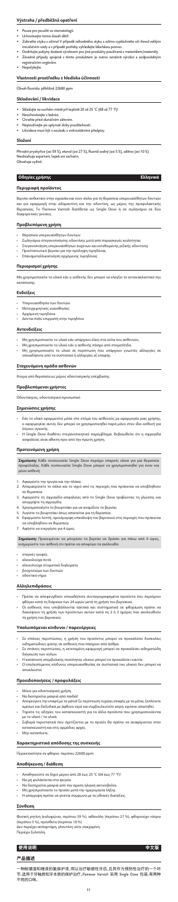## Výstraha / předběžná opatření

- Pouze pro použití ve stomatologii.
- Uchovávejte mimo dosah dětí!
- Zabraňte styku s očima! V případě náhodného styku s očima vypláchněte oči ihned velkým množstvím vody a v případě potřeby vyhledejte lékařskou pomoc.
- Dodržujte pokyny dodané výrobcem pro jiné produkty používané s materiálem/materiály.
- Závažné případy spojené s tímto produktem je nutno oznámit výrobci a zodpovědným registračním orgánům.
- Nepolykejte.

## Vlastnosti prostředku z hlediska účinnosti

Obsah fluoridu: přibližně 22600 ppm

## Skladování / likvidace

- Skladujte na suchém místě při teplotě 20 až 25 °C (68 až 77 °F)!
- Neuchovávejte v lednici.
- Chraňte před slunečním zářením.
- Nepoužívejte po uplynutí doby použitelnosti.
- Likvidace musí být v souladu s vnitrostátními předpisy.

## Složení

Přírodní pryskyřice (asi 59 %), etanol (asi 27 %), fluorid sodný (asi 5 %), aditiva (asi 10 %)
Neobsahuje aspartam, lepek ani sacharin.
Obsahuje xylitol.

## Οδηγίες χρήσης — Ελληνικά

## Περιγραφή προϊόντος

Βερνίκι ανθεκτικό στην υγρασία και τον σίελο για τη θεραπεία υπερευαισθησίων δοντιών και για εφαρμογή στην αδαμαντίνη και την οδοντίνη, ως μέρος της προφυλακτικής θεραπείας. Το Fluoride Varnish διατίθεται ως Single Dose ή σε σωληνάριο σε δύο διαφορετικές γεύσεις.

## Προβλεπόμενη χρήση

- Θεραπεία υπερευαισθησίων δοντιών
- Σωληνάρια στεγανοποίησης οδοντινης μετά από παρασκευές κοιλότητας
- Στεγανοποίηση υπερευαισθησίων αυχένων και εκτεθειμένης ρίζικής οδοντίνης
- Προστατευτικό βερνίκι για την πρόληψη τερηδόνας
- Επαναμεταλλικοποίηση αρχόμενης τερηδόνας

## Περιορισμοί χρήσης

Μη χρησιμοποιείτε το υλικό εάν ο ασθενής δεν μπορεί να ελέγξει το αντανακλαστικό της κατάποσης.

## Ενδείξεις

- Υπερευαισθησία των δοντιών
- Μετεγχειρητικές ευαισθησίες
- Αρχόμενη τερηδόνα
- Δόντια πολύ επιρρεπή στην τερηδόνα

## Αντενδείξεις

- Μη χρησιμοποιείτε το υλικό εάν υπάρχουν έλκη στα ούλα του ασθενούς.
- Μη χρησιμοποιείτε το υλικό εάν ο ασθενής πάσχει από στοματίτιδα.
- Μη χρησιμοποιείτε το υλικό σε περίπτωση που υπάρχουν γνωστές αλλεργίες σε οποιοδήποτε από τα συστατικά ή αλλεργίες εξ επαφής.

## Στοχευόμενη ομάδα ασθενών

Άτομα υπό θεραπεία ως μέρος οδοντιατρικής επέμβασης.

## Προβλεπόμενοι χρήστες

Οδοντίατροι, οδοντιατρικό προσωπικό

## Σημειώσεις χρήσης

- Εάν το υλικό εφαρμοστεί μέσα στο στόμα του ασθενούς με εφαρμογέα μίας χρήσης, ο εφαρμογέας αυτός δεν μπορεί να χρησιμοποιηθεί παρά μόνο στον ίδιο ασθενή για λόγους υγιεινής.
- Η Single Dose διαθέτει στεγανοποιητικό παρέμβλημα. Βεβαιωθείτε ότι η σφραγίδα ασφαλείας είναι άθικτη πριν από την πρώτη χρήση.

## Προτεινόμενη χρήση

**Σημείωση:** Κάθε συσκευασία Single Dose περιέχει επαρκές υλικό για μία θεραπεία προφύλαξης. Κάθε συσκευασία Single Dose μπορεί να χρησιμοποιηθεί για έναν και μόνο ασθενή.

1. Αφαιρέστε την τροφή και την πλάκα.
2. Απομακρύνετε τα ούλα και το υγρό από τις περιοχές που πρόκειται να υποβληθούν σε θεραπεία.
3. Αφαιρέστε τη σφραγίδα ασφαλείας από το Single Dose τραβώντας τη γλώσσα, και απορρίψτε τη σφραγίδα.
4. Χρησιμοποιήστε το βουρτσάκι για να ανοίξετε το βερνίκι.
5. Αφήστε το βουρτσάκι όπως απαιτείται για τη θεραπεία.
6. Εφαρμόστε λεπτή, ομοιόμορφη επικάλυψη του βερνικιού στις περιοχές που πρόκειται να υποβληθούν σε θεραπεία.
7. Αφήστε να ενεργήσει για 4 ώρες.

**Σημείωση:** Προκειμένου να μπορέσει το βερνίκι να δράσει για πάνω από 4 ώρες, ενημερώστε τον ασθενή ότι πρέπει να αποφύγει τα ακόλουθα:

- στερεές τροφές
- αλκοολούχα ποτά
- αλκοολούχα στοματικά διαλύματα
- βούρτσισμα των δοντιών
- οδοντικό νήμα

## Αλληλεπιδράσεις

- Πρέπει να αποφεύγεται οποιαδήποτε συνταγογραφημένα προϊόντα που περιέχουν φθόριο κατά τη διάρκεια των 24 ωρών μετά τη χρήση του βερνικιού.
- Οι ασθενείς που υποβάλλονται τακτικά και συστηματικά σε φθορίωση πρέπει να διακόψουν τη χρήση των προϊόντων αυτών κατά τις 2 ή 3 ημέρες που ακολουθούν τη χρήση του βερνικιού.

## Υπολειπόμενοι κίνδυνοι / παρενέργειες

- Σε σπάνιες περιπτώσεις, η χρήση του προϊόντος μπορεί να προκαλέσει δυσκολίες οιδηματώδους φύσης σε ασθενείς που πάσχουν από άσθμα.
- Σε σπάνιες περιπτώσεις, η εκτεταμένη εφαρμογή μπορεί να προκαλέσει οιδηματώδη διόγκωση των ούλων.
- Η κατάποση μεγάλης ποσότητας υλικού μπορεί να προκαλέσει ναυτία.
- Ο υπολειπόμενος κίνδυνος υπερευαισθησίας σε συστατικά του υλικού δεν μπορεί να αποκλειστεί.

## Προειδοποιήσεις / προφυλάξεις

- Μόνο για οδοντιατρική χρήση.
- Να διατηρείται μακριά από παιδιά!
- Αποφεύγετε την επαφή με τα μάτια! Σε περίπτωση τυχαίας επαφής με τα μάτια, ξεπλύνετε αμέσως και διεξοδικά με άφθονο νερό και συμβουλευτείτε ιατρό, εφόσον απαιτηθεί.
- Τηρείτε τις οδηγίες του κατασκευαστή για τα άλλα προϊόντα που χρησιμοποιούνται με το υλικό / τα υλικά.
- Σοβαρά περιστατικά που σχετίζονται με το προϊόν θα πρέπει να αναφέρονται στον κατασκευαστή και στις αρμόδιες αρχές.
- Μην καταπίνετε.

## Χαρακτηριστικά απόδοσης της συσκευής

Περιεκτικότητα σε φθόριο: περίπου 22600 ppm

## Αποθήκευση / διάθεση

- Αποθηκεύστε σε ξηρό χώρο από 20 έως 25 °C (68 έως 77 °F)!
- Να μη φυλάσσεται στο ψυγείο.
- Να διατηρείται μακριά από την άμεση ηλιακή ακτινοβολία.
- Μη χρησιμοποιείτε το προϊόν μετά την ημερομηνία λήξης.
- Η απόρριψη πρέπει να γίνεται σύμφωνα με τις εθνικές διατάξεις.

## Σύνθεση

Φυσική ρητίνη (κολοφώνιο, περίπου 59 %), αιθανόλη (περίπου 27 %), φθοριούχο νάτριο (περίπου 5 %), πρόσθετα (περίπου 10 %)
Δεν περιέχει ασπαρτάμη, γλουτένη ούτε σακχαρίνη.
Περιέχει ξυλιτόλη.

## 使用说明 — 中文版

## 产品描述

一种耐潮湿和唾液的氟保护漆，用以治疗敏感性牙齿，且其作为预防性治疗的一个环节，适用于牙釉质和牙本质的保护治疗。Fluoride Varnish 采用 Single Dose 包装，有两种不同的口味。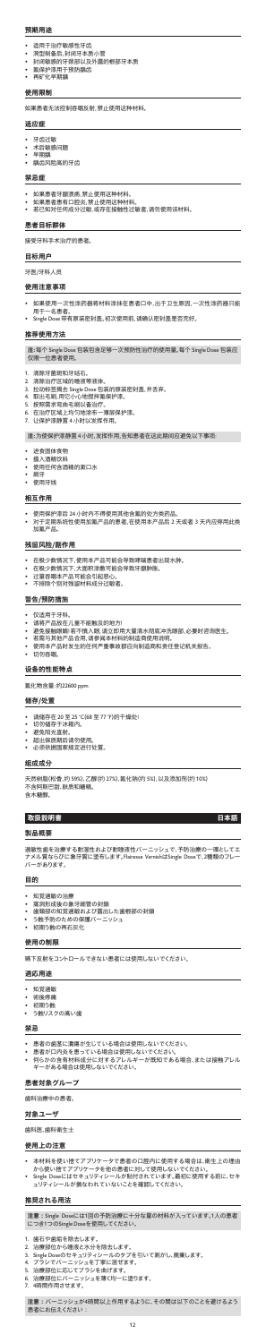## 预期用途

- 适用于治疗敏感性牙齿
- 洞型制备后,封闭牙本质小管
- 封闭被暴露的牙颈部以外露的根部牙本质
- 氟保护漆用于预防龋齿
- 再矿化早期龋

## 使用限制

如果患者无法控制吞咽反射,禁止使用这种材料。

## 适应症

- 牙齿过敏
- 术后敏感问题
- 早期龋
- 龋齿风险高的牙齿

## 禁忌症

- 如果患者牙龈溃疡,禁止使用这种材料。
- 如果患者患有口腔炎,禁止使用这种材料。
- 若已知对任何成分过敏,或存在接触性过敏者,请勿使用该材料。

## 患者目标群体

接受牙科手术治疗的患者。

## 目标用户

牙医/牙科人员

## 使用注意事项

- 如果使用一次性涂药器将材料涂抹在患者口中,出于卫生原因,一次性涂药器只能用于一名患者。
- Single Dose 带有原装密封盖。初次使用前,请确认密封盖是否完好。

## 推荐使用方法

注:每个 Single Dose 包装包含足够一次预防性治疗的使用量。每个 Single Dose 包装应仅用一位患者使用。

1. 清除牙菌斑和牙结石。
2. 清除治疗区域的唾液等液体。
3. 拉动标签揭去 Single Dose 包装的银装密封盖,并丢弃。
4. 取出毛刷,用它小心地搅拌氟保护漆。
5. 按照需求弯曲毛刷以备治疗。
6. 在治疗区域上均匀地涂布一薄层保护漆。
7. 让保护漆静置 4 小时以发挥作用。

注:为使保护漆静置 4 小时,发挥作用,告知患者在这段期间应避免以下事项:

- 进食固体食物
- 摄入酒精饮料
- 使用任何含酒精的漱口水
- 刷牙
- 使用牙线

## 相互作用

- 使用保护漆后 24 小时内不得使用其他含氟的处方类药品。
- 对于定期系统性使用加氟产品的患者,在使用本产品后 2 天或者 3 天内应停用此类加氟产品。

## 残留风险/副作用

- 在极少数情况下,使用本产品可能会导致哮喘患者出现水肿。
- 在极少数情况下,大面积涂敷可能会导致牙龈剥落。
- 过量吞咽本产品可能会引起恶心。
- 不排除个别对预期材料成分过敏者。

## 警告/预防措施

- 仅适用于牙科。
- 请将产品放在儿童不能触及的地方!
- 避免接触眼睛!若不慎入眼,请立即用大量清水彻底冲洗眼部,必要时咨询医生。
- 若需与其他产品合用,请参阅本材料的制造商使用说明。
- 使用本产品时发生的任何严重事故应向制造商和责任登记机关报告。
- 切勿吞咽。

## 设备的性能特点

氟化物含量:约22600 ppm

## 储存/处置

- 请储存在 20 至 25 °C(68 至 77 °F)的干燥处!
- 切勿储存于冰箱内。
- 避免阳光直射。
- 超出保质期后请勿使用。
- 必须依据国家规定进行处置。

## 组成成分

天然树脂(松香,约 59%),乙醇(约 27%),氟化钠(约 5%),以及添加剂(约 10%)
不含阿斯巴甜、麸质和糖精。
含木糖醇。

## 取扱説明書 日本語

## 製品概要

過敏性歯を治療する耐湿性および耐唾液性バーニッシュで、予防治療の一環としてエナメル質ならびに象牙質に塗布します。Flairesse VarnishはSingle Doseで、2種類のフレーバーがあります。

## 目的

- 知覚過敏の治療
- 窩洞形成後の象牙細管の封鎖
- 歯頸部の知覚過敏および露出した歯根部の封鎖
- う蝕予防のための保護バーニッシュ
- 初期う蝕の再石灰化

## 使用の制限

嚥下反射をコントロールできない患者には使用しないでください。

## 適応用途

- 知覚過敏
- 術後疼痛
- 初期う蝕
- う蝕リスクの高い歯

## 禁忌

- 患者の歯肉に潰瘍が生じている場合は使用しないでください。
- 患者が口内炎を患っている場合は使用しないでください。
- 何らかの含有材料成分に対するアレルギーが既知である場合、または接触アレルギーがある場合は使用しないでください。

## 患者対象グループ

歯科治療中の患者。

## 対象ユーザ

歯科医、歯科衛生士

## 使用上の注意

- 本材料を使い捨てアプリケータで患者の口腔内に使用する場合は、衛生上の理由から使い捨てアプリケータを他の患者に対して使用しないでください。
- Single Doseにはセキュリティシールが貼付されています。最初に使用する前に、セキュリティシールが損なわれていないことを確認してください。

## 推奨される用法

注意:Single Doseには1回の予防治療に十分な量の材料が入っています。1人の患者につき1つのSingle Doseを使用してください。

1. 歯石や歯垢を除去します。
2. 治療部位から唾液と水分を除去します。
3. Single Doseのセキュリティシールのタブを引いて剥がし、廃棄します。
4. ブラシでバーニッシュを丁寧に混ぜます。
5. 治療部位に応じてブラシを曲げます。
6. 治療部位にバーニッシュを薄く均一に塗ります。
7. 4時間作用させます。

注意:バーニッシュが4時間以上作用するように、その間は以下のことを避けるよう患者にお伝えください: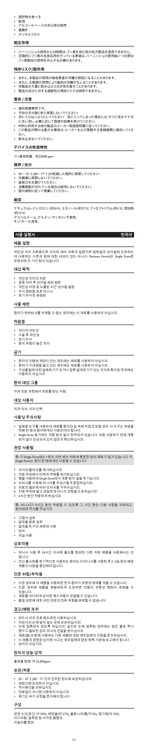- 固形物を食べる
- 飲酒
- アルコールベースの洗口液の使用
- 歯磨き
- デンタルフロス

### 相互作用

- バーニッシュの使用から24時間は、フッ素を含む他の処方製品を使用できません。
- 定期的にフッ素の全身応用を行っている患者は、バーニッシュの使用後2〜3日間はフッ素製品の使用を中止する必要があります。

### 残存リスク/副作用

- まれに、本製品の使用が歯肉患者の浮腫の原因になることがあります。
- まれに、広範囲の使用により歯肉の浮腫が生じることがあります。
- 本製品を大量に飲み込むと吐き気を催すことがあります。
- 製品の成分に対する過敏性の残留リスクは排除できません。

### 警告 / 注意

- 歯科医療専用です。
- 子供の手の届く所に保管しないでください!
- 目に入らないようにしてください!　目に入ってしまった場合には、すぐに流水で十分に洗い流し、必要に応じて医師の診療を受けてください。
- 材料と併用する他の製品のメーカー取扱説明書に従ってください。
- この製品が関わる重大な事故は、メーカーおよび管轄する登録機関に報告してください。
- 飲み込まないでください。

### デバイスの性能特性

フッ素含有量：約22600 ppm

### 保存 / 処分

- 20 – 25 °C (68 – 77 °F)の乾燥した場所に保管してください!
- 冷蔵庫に保管しないでください。
- 直射日光を避けてください。
- 消費期限が切れている場合は使用しないでください。
- 国の規制に従って廃棄してください。

### 組成

ナチュラルレジン(ロジン、約59%)、エタノール(約27%)、フッ化ナトリウム(約5%)、添加物(約10%)
アスパルテーム、グルテン、サッカリン不使用。
キシリトール含有。

## 사용 설명서 　　　　　　　　　　　　　　　　　　　　　　　　　　　　한국어

### 제품 설명

과민성 치아 치료용으로 쓰이며 세마 치료의 일환으로 법랑질과 상아질에 도포하는 데 사용하는 수용과 침에 대한 내성이 있는 바니시. Flairesse Varnish는 Single Dose로 포장되며 두 가지 향이 있습니다.

### 대상 목적

- 과민성 치아의 치료
- 공동 처리 후 상아질 세관 밀봉
- 과민성 치경 및 노출된 치근 상아질 밀봉
- 우식 예방용 보호 바니시
- 초기 우식의 재광화

### 사용 제한

환자가 연화반사를 억제할 수 없는 경우에는 이 재료를 사용하지 마십시오.

### 적응증

- 치아의 과민성
- 수술 후 과민성
- 초기 우식
- 충치 위험이 높은 치아

### 금기

- 환자의 잇몸에 궤양이 있는 경우에는 재료를 사용하지 마십시오.
- 환자가 구내염을 앓고 있는 경우에는 재료를 사용하지 마십시오.
- 구성물질에 대한 알레르기가 있거나 접촉 알레르기가 있는 것으로 확인된 환자에게는 사용하지 마십시오.

### 환자 대상 그룹

치과 진료 과정에서 치료를 받는 사람.

### 대상 사용자

치과 의사, 치과 인력

### 사용상 주의사항

- 일회용 도구를 사용하여 재료를 환자의 입 속에 직접 도포할 경우, 이 도구는 위생을 위해 한 명의 환자에게만 사용되어야 합니다.
- Single Dose 용기에는 개봉 방지 필이 장착되어 있습니다. 처음 사용하기 전에 개봉 방지 필이 손상되어 있지 않은지 확인하십시오.

### 권장 사용법

주: 각 Single Dose에는 1회의 치면 세마 치료에 충분한 양의 재료가 담겨 있습니다. 각 Single Dose는 환자 한 명에게만 사용할 수 있습니다.

1. 치석과 플라크를 제거하십시오.
2. 치료 부위에서 타액과 액체를 제거하십시오.
3. 탭을 사용하여 Single Dose에서 개봉 방지 필을 벗기십시오.
4. 브러시를 사용해 바니시를 조심스럽게 혼합하십시오.
5. 치료의 필요에 따라 브러시를 구부리십시오.
6. 치료 부위에 얇고 균일하게 바니시 코팅을 도포하십시오.
7. 4시간 동안 작용하게 하십시오.

주: 바니시가 4시간 동안 작용할 수 있도록 그 시간 동안 다음 사항을 피하라고 환자에게 주의를 주십시오

- 고형식 섭취
- 알코올 음료 섭취
- 알코올계 구강 세정제 사용
- 양치
- 치실 사용

### 상호작용

- 바니시 사용 후 24시간 이내에 불소를 함유한 다른 처방 제품을 사용해서는 안 됩니다.
- 전신 불소화를 정기적으로 사용하는 환자는 이 바니시를 사용한 후 2~3일 동안 해당 제품의 사용을 중단해야 합니다.

### 잔존 위험/부작용

- 드문 경우에 이 제품을 사용하면 민감성 환자가 부종성 장애를 유발할 수 있습니다.
- 드문 경우에 제품을 광범위하게 도포하면 잇몸의 부종성 팽창이 초래될 수 있습니다.
- 재료를 과다하게 삼키면 메스꺼움이 유발될 수 있습니다.
- 물질 성분에 대한 과민 반응의 잔류 위험을 배제할 수 없습니다.

### 경고/예방 조치

- 반드시 치과 진료 용도로만 사용하십시오.
- 어린이의 손에 닿지 않는 곳에 보관하십시오!
- 눈에 접촉되지 않도록 하십시오! 실수로 눈에 접촉된 경우에는 많은 물로 즉시 헹구고 필요한 경우 의사의 진찰을 받으십시오.
- 재료(들)과 함께 사용하는 다른 제품에 대한 제조업체의 지침을 준수하십시오.
- 이 제품과 관련된 심각한 사고는 제조업체와 담당 등록 기관에 보고해야 합니다.
- 삼키지 마십시오.

### 장치의 성능 성격

불화물 함량: 약 22,600ppm

### 보관/처분

- 20 – 25 °C (68 – 77 °F)의 건조한 장소에 보관하십시오!
- 냉장고에 보관하지 마십시오.
- 직사광선을 피하십시오.
- 만료일이 지난 후 사용하지 마십시오.
- 폐기는 국가 규정을 준수해야 합니다.

### 구성

천연 수지(로진, 약 59%), 에탄올(약 27%), 불화 나트륨(약 5%), 첨가제(약 10%)
아스파탐, 글루텐 및 사카린 불함유
자일리톨 함유.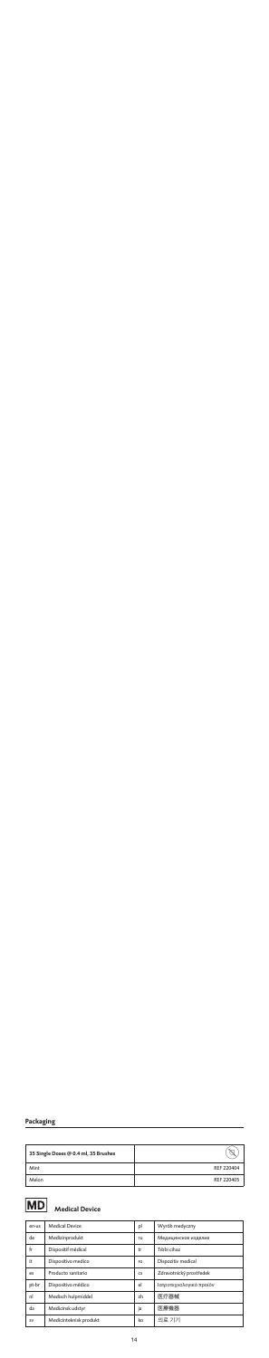## Packaging

| 35 Single Doses @ 0.4 ml, 35 Brushes | |
|---|---|
| Mint | REF 220404 |
| Melon | REF 220405 |

**MD** **Medical Device**

| | | | |
|---|---|---|---|
| en-us | Medical Device | pl | Wyrób medyczny |
| de | Medizinprodukt | ru | Медицинское изделие |
| fr | Dispositif médical | tr | Tıbbi cihaz |
| it | Dispositivo medico | ro | Dispozitiv medical |
| es | Producto sanitario | cs | Zdravotnický prostředek |
| pt-br | Dispositivo médico | el | Ιατροτεχνολογικό προϊόν |
| nl | Medisch hulpmiddel | zh | 医疗器械 |
| da | Medicinsk udstyr | ja | 医療機器 |
| sv | Medicinteknisk produkt | ko | 의료 기기 |